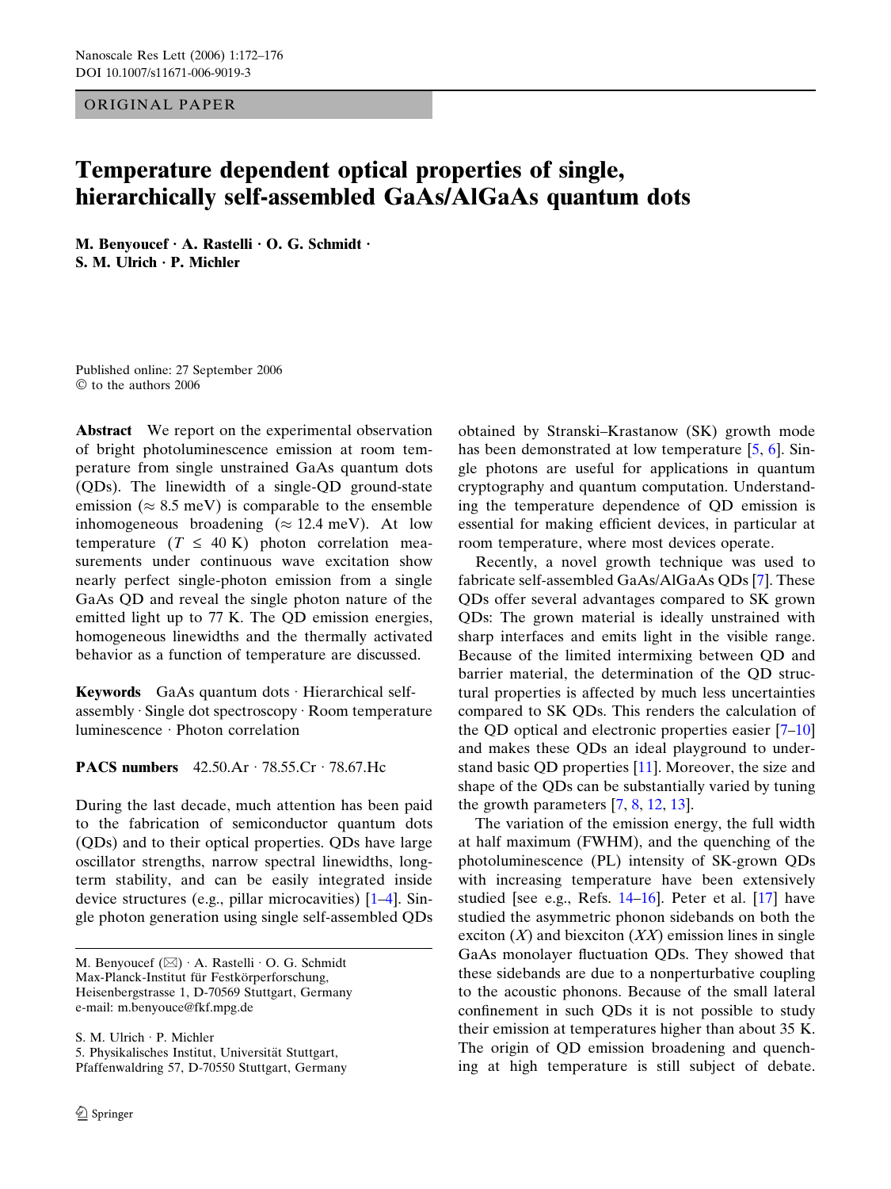ORIGINAL PAPER

# Temperature dependent optical properties of single, hierarchically self-assembled GaAs/AlGaAs quantum dots

**M. Benyoucef · A. Rastelli · O. G. Schmidt · S. M. Ulrich · P. Michler**

Published online: 27 September 2006
© to the authors 2006

**Abstract** We report on the experimental observation of bright photoluminescence emission at room temperature from single unstrained GaAs quantum dots (QDs). The linewidth of a single-QD ground-state emission ($\approx$ 8.5 meV) is comparable to the ensemble inhomogeneous broadening ($\approx$ 12.4 meV). At low temperature ($T \leq 40$ K) photon correlation measurements under continuous wave excitation show nearly perfect single-photon emission from a single GaAs QD and reveal the single photon nature of the emitted light up to 77 K. The QD emission energies, homogeneous linewidths and the thermally activated behavior as a function of temperature are discussed.

**Keywords** GaAs quantum dots · Hierarchical self-assembly · Single dot spectroscopy · Room temperature luminescence · Photon correlation

**PACS numbers** 42.50.Ar · 78.55.Cr · 78.67.Hc

During the last decade, much attention has been paid to the fabrication of semiconductor quantum dots (QDs) and to their optical properties. QDs have large oscillator strengths, narrow spectral linewidths, long-term stability, and can be easily integrated inside device structures (e.g., pillar microcavities) [1–4]. Single photon generation using single self-assembled QDs obtained by Stranski–Krastanow (SK) growth mode has been demonstrated at low temperature [5, 6]. Single photons are useful for applications in quantum cryptography and quantum computation. Understanding the temperature dependence of QD emission is essential for making efficient devices, in particular at room temperature, where most devices operate.

Recently, a novel growth technique was used to fabricate self-assembled GaAs/AlGaAs QDs [7]. These QDs offer several advantages compared to SK grown QDs: The grown material is ideally unstrained with sharp interfaces and emits light in the visible range. Because of the limited intermixing between QD and barrier material, the determination of the QD structural properties is affected by much less uncertainties compared to SK QDs. This renders the calculation of the QD optical and electronic properties easier [7–10] and makes these QDs an ideal playground to understand basic QD properties [11]. Moreover, the size and shape of the QDs can be substantially varied by tuning the growth parameters [7, 8, 12, 13].

The variation of the emission energy, the full width at half maximum (FWHM), and the quenching of the photoluminescence (PL) intensity of SK-grown QDs with increasing temperature have been extensively studied [see e.g., Refs. 14–16]. Peter et al. [17] have studied the asymmetric phonon sidebands on both the exciton ($X$) and biexciton ($XX$) emission lines in single GaAs monolayer fluctuation QDs. They showed that these sidebands are due to a nonperturbative coupling to the acoustic phonons. Because of the small lateral confinement in such QDs it is not possible to study their emission at temperatures higher than about 35 K. The origin of QD emission broadening and quenching at high temperature is still subject of debate.

M. Benyoucef (✉) · A. Rastelli · O. G. Schmidt
Max-Planck-Institut für Festkörperforschung, Heisenbergstrasse 1, D-70569 Stuttgart, Germany
e-mail: m.benyouce@fkf.mpg.de

S. M. Ulrich · P. Michler
5. Physikalisches Institut, Universität Stuttgart, Pfaffenwaldring 57, D-70550 Stuttgart, Germany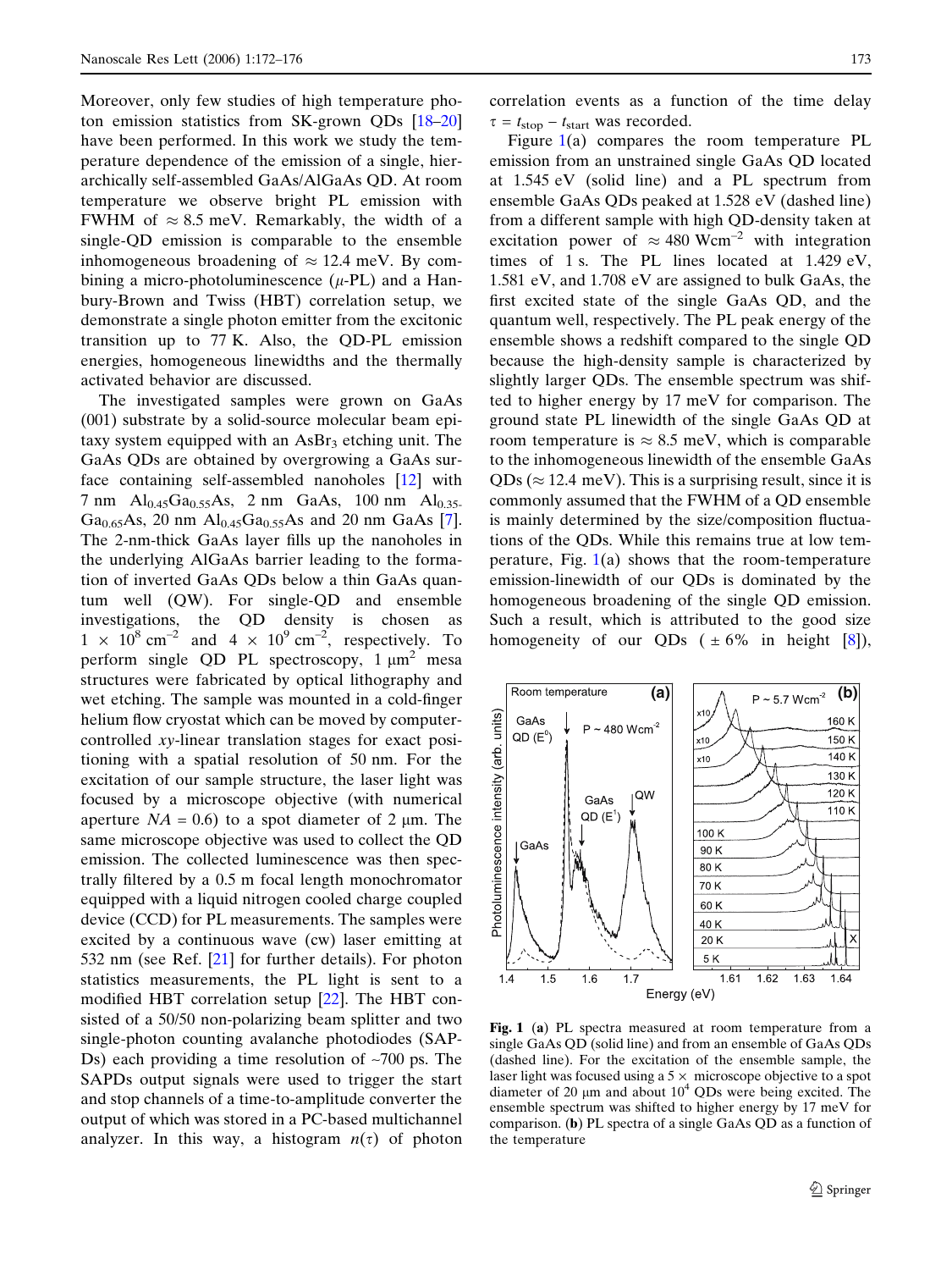Moreover, only few studies of high temperature photon emission statistics from SK-grown QDs [18–20] have been performed. In this work we study the temperature dependence of the emission of a single, hierarchically self-assembled GaAs/AlGaAs QD. At room temperature we observe bright PL emission with FWHM of ≈ 8.5 meV. Remarkably, the width of a single-QD emission is comparable to the ensemble inhomogeneous broadening of ≈ 12.4 meV. By combining a micro-photoluminescence ($\mu$-PL) and a Hanbury-Brown and Twiss (HBT) correlation setup, we demonstrate a single photon emitter from the excitonic transition up to 77 K. Also, the QD-PL emission energies, homogeneous linewidths and the thermally activated behavior are discussed.

The investigated samples were grown on GaAs (001) substrate by a solid-source molecular beam epitaxy system equipped with an $AsBr_3$ etching unit. The GaAs QDs are obtained by overgrowing a GaAs surface containing self-assembled nanoholes [12] with 7 nm $Al_{0.45}Ga_{0.55}As$, 2 nm GaAs, 100 nm $Al_{0.35}Ga_{0.65}As$, 20 nm $Al_{0.45}Ga_{0.55}As$ and 20 nm GaAs [7]. The 2-nm-thick GaAs layer fills up the nanoholes in the underlying AlGaAs barrier leading to the formation of inverted GaAs QDs below a thin GaAs quantum well (QW). For single-QD and ensemble investigations, the QD density is chosen as $1 \times 10^8$ cm$^{-2}$ and $4 \times 10^9$ cm$^{-2}$, respectively. To perform single QD PL spectroscopy, 1 μm$^2$ mesa structures were fabricated by optical lithography and wet etching. The sample was mounted in a cold-finger helium flow cryostat which can be moved by computer-controlled *xy*-linear translation stages for exact positioning with a spatial resolution of 50 nm. For the excitation of our sample structure, the laser light was focused by a microscope objective (with numerical aperture $NA = 0.6$) to a spot diameter of 2 μm. The same microscope objective was used to collect the QD emission. The collected luminescence was then spectrally filtered by a 0.5 m focal length monochromator equipped with a liquid nitrogen cooled charge coupled device (CCD) for PL measurements. The samples were excited by a continuous wave (cw) laser emitting at 532 nm (see Ref. [21] for further details). For photon statistics measurements, the PL light is sent to a modified HBT correlation setup [22]. The HBT consisted of a 50/50 non-polarizing beam splitter and two single-photon counting avalanche photodiodes (SAPDs) each providing a time resolution of ~700 ps. The SAPDs output signals were used to trigger the start and stop channels of a time-to-amplitude converter the output of which was stored in a PC-based multichannel analyzer. In this way, a histogram $n(\tau)$ of photon correlation events as a function of the time delay $\tau = t_{stop} - t_{start}$ was recorded.

Figure 1(a) compares the room temperature PL emission from an unstrained single GaAs QD located at 1.545 eV (solid line) and a PL spectrum from ensemble GaAs QDs peaked at 1.528 eV (dashed line) from a different sample with high QD-density taken at excitation power of ≈ 480 Wcm$^{-2}$ with integration times of 1 s. The PL lines located at 1.429 eV, 1.581 eV, and 1.708 eV are assigned to bulk GaAs, the first excited state of the single GaAs QD, and the quantum well, respectively. The PL peak energy of the ensemble shows a redshift compared to the single QD because the high-density sample is characterized by slightly larger QDs. The ensemble spectrum was shifted to higher energy by 17 meV for comparison. The ground state PL linewidth of the single GaAs QD at room temperature is ≈ 8.5 meV, which is comparable to the inhomogeneous linewidth of the ensemble GaAs QDs (≈ 12.4 meV). This is a surprising result, since it is commonly assumed that the FWHM of a QD ensemble is mainly determined by the size/composition fluctuations of the QDs. While this remains true at low temperature, Fig. 1(a) shows that the room-temperature emission-linewidth of our QDs is dominated by the homogeneous broadening of the single QD emission. Such a result, which is attributed to the good size homogeneity of our QDs (± 6% in height [8]),

**Fig. 1** (**a**) PL spectra measured at room temperature from a single GaAs QD (solid line) and from an ensemble of GaAs QDs (dashed line). For the excitation of the ensemble sample, the laser light was focused using a 5 × microscope objective to a spot diameter of 20 μm and about $10^4$ QDs were being excited. The ensemble spectrum was shifted to higher energy by 17 meV for comparison. (**b**) PL spectra of a single GaAs QD as a function of the temperature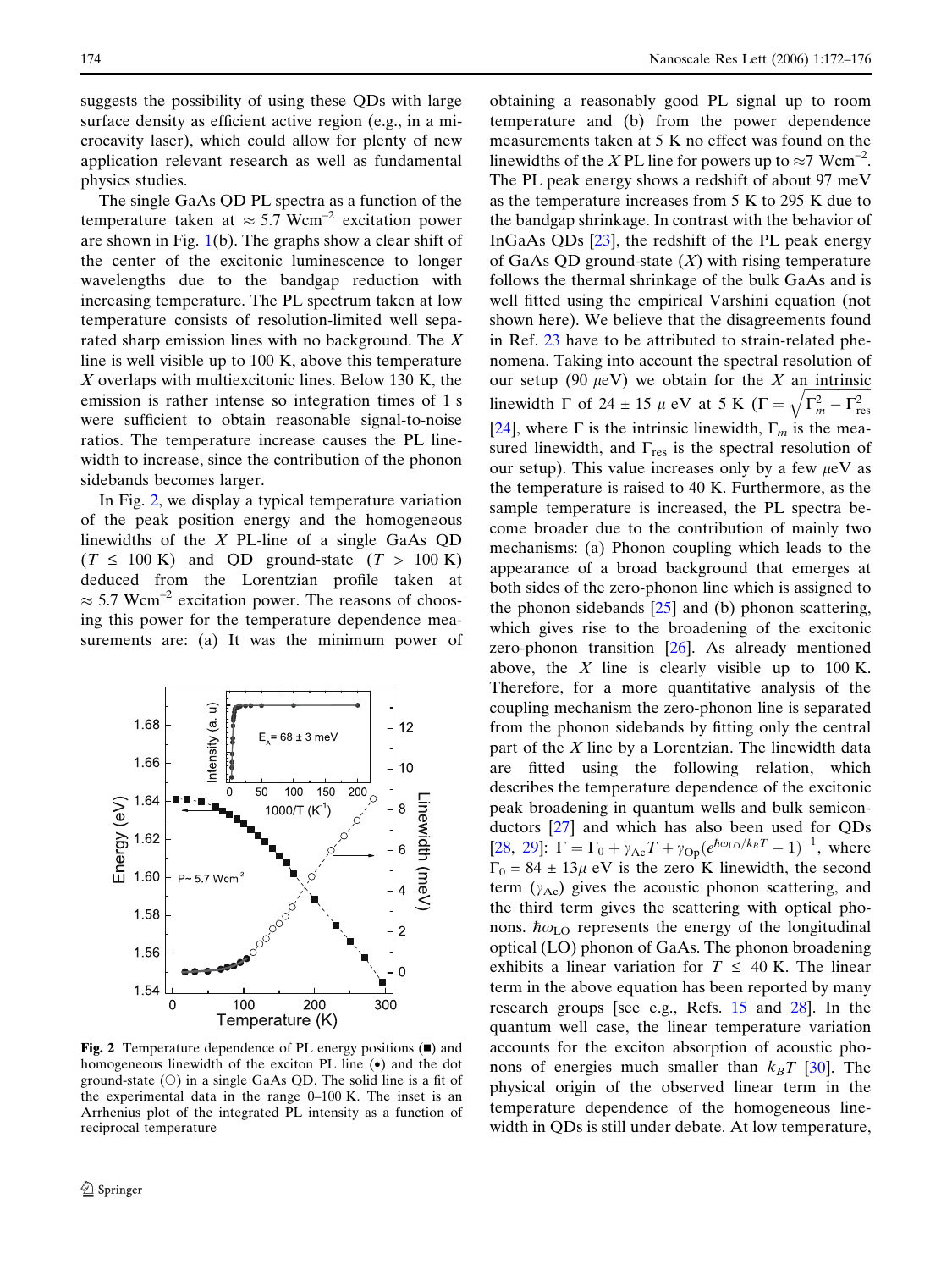suggests the possibility of using these QDs with large surface density as efficient active region (e.g., in a microcavity laser), which could allow for plenty of new application relevant research as well as fundamental physics studies.

The single GaAs QD PL spectra as a function of the temperature taken at $\approx 5.7$ Wcm$^{-2}$ excitation power are shown in Fig. 1(b). The graphs show a clear shift of the center of the excitonic luminescence to longer wavelengths due to the bandgap reduction with increasing temperature. The PL spectrum taken at low temperature consists of resolution-limited well separated sharp emission lines with no background. The $X$ line is well visible up to 100 K, above this temperature $X$ overlaps with multiexcitonic lines. Below 130 K, the emission is rather intense so integration times of 1 s were sufficient to obtain reasonable signal-to-noise ratios. The temperature increase causes the PL linewidth to increase, since the contribution of the phonon sidebands becomes larger.

In Fig. 2, we display a typical temperature variation of the peak position energy and the homogeneous linewidths of the $X$ PL-line of a single GaAs QD ($T \leq 100$ K) and QD ground-state ($T > 100$ K) deduced from the Lorentzian profile taken at $\approx 5.7$ Wcm$^{-2}$ excitation power. The reasons of choosing this power for the temperature dependence measurements are: (a) It was the minimum power of obtaining a reasonably good PL signal up to room temperature and (b) from the power dependence measurements taken at 5 K no effect was found on the linewidths of the $X$ PL line for powers up to $\approx 7$ Wcm$^{-2}$. The PL peak energy shows a redshift of about 97 meV as the temperature increases from 5 K to 295 K due to the bandgap shrinkage. In contrast with the behavior of InGaAs QDs [23], the redshift of the PL peak energy of GaAs QD ground-state ($X$) with rising temperature follows the thermal shrinkage of the bulk GaAs and is well fitted using the empirical Varshini equation (not shown here). We believe that the disagreements found in Ref. 23 have to be attributed to strain-related phenomena. Taking into account the spectral resolution of our setup (90 $\mu$eV) we obtain for the $X$ an intrinsic linewidth $\Gamma$ of 24 ± 15 $\mu$ eV at 5 K ($\Gamma = \sqrt{\Gamma_m^2 - \Gamma_{\rm res}^2}$ [24], where $\Gamma$ is the intrinsic linewidth, $\Gamma_m$ is the measured linewidth, and $\Gamma_{\rm res}$ is the spectral resolution of our setup). This value increases only by a few $\mu$eV as the temperature is raised to 40 K. Furthermore, as the sample temperature is increased, the PL spectra become broader due to the contribution of mainly two mechanisms: (a) Phonon coupling which leads to the appearance of a broad background that emerges at both sides of the zero-phonon line which is assigned to the phonon sidebands [25] and (b) phonon scattering, which gives rise to the broadening of the excitonic zero-phonon transition [26]. As already mentioned above, the $X$ line is clearly visible up to 100 K. Therefore, for a more quantitative analysis of the coupling mechanism the zero-phonon line is separated from the phonon sidebands by fitting only the central part of the $X$ line by a Lorentzian. The linewidth data are fitted using the following relation, which describes the temperature dependence of the excitonic peak broadening in quantum wells and bulk semiconductors [27] and which has also been used for QDs [28, 29]: $\Gamma = \Gamma_0 + \gamma_{\rm Ac}T + \gamma_{\rm Op}(e^{\hbar\omega_{\rm LO}/k_BT} - 1)^{-1}$, where $\Gamma_0 = 84 \pm 13\mu$ eV is the zero K linewidth, the second term ($\gamma_{\rm Ac}$) gives the acoustic phonon scattering, and the third term gives the scattering with optical phonons. $\hbar\omega_{\rm LO}$ represents the energy of the longitudinal optical (LO) phonon of GaAs. The phonon broadening exhibits a linear variation for $T \leq 40$ K. The linear term in the above equation has been reported by many research groups [see e.g., Refs. 15 and 28]. In the quantum well case, the linear temperature variation accounts for the exciton absorption of acoustic phonons of energies much smaller than $k_BT$ [30]. The physical origin of the observed linear term in the temperature dependence of the homogeneous linewidth in QDs is still under debate. At low temperature,

**Fig. 2** Temperature dependence of PL energy positions (■) and homogeneous linewidth of the exciton PL line (•) and the dot ground-state (○) in a single GaAs QD. The solid line is a fit of the experimental data in the range 0–100 K. The inset is an Arrhenius plot of the integrated PL intensity as a function of reciprocal temperature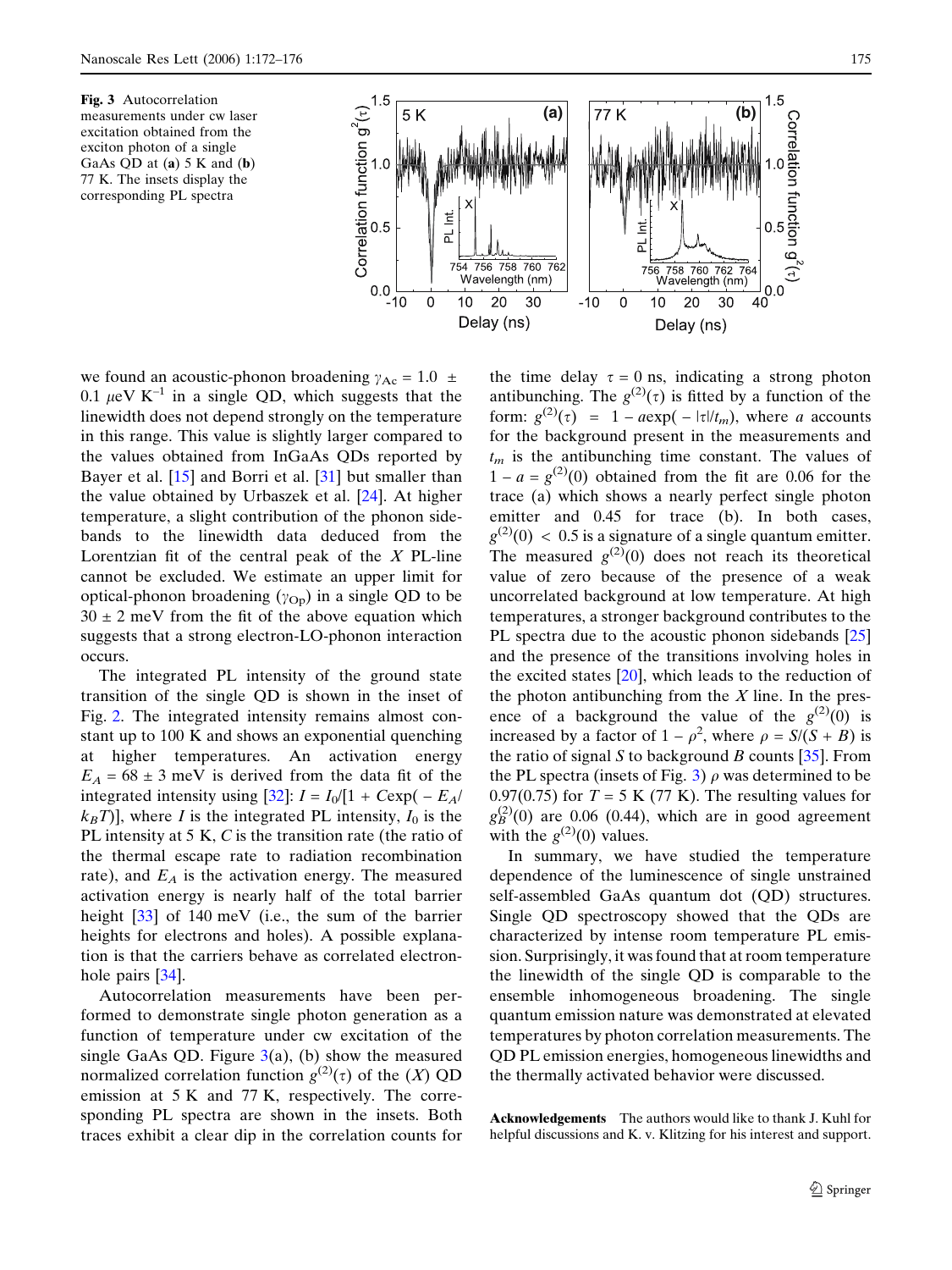**Fig. 3** Autocorrelation measurements under cw laser excitation obtained from the exciton photon of a single GaAs QD at (**a**) 5 K and (**b**) 77 K. The insets display the corresponding PL spectra

we found an acoustic-phonon broadening $\gamma_{Ac} = 1.0 \pm 0.1\ \mu eV\ K^{-1}$ in a single QD, which suggests that the linewidth does not depend strongly on the temperature in this range. This value is slightly larger compared to the values obtained from InGaAs QDs reported by Bayer et al. [15] and Borri et al. [31] but smaller than the value obtained by Urbaszek et al. [24]. At higher temperature, a slight contribution of the phonon sidebands to the linewidth data deduced from the Lorentzian fit of the central peak of the $X$ PL-line cannot be excluded. We estimate an upper limit for optical-phonon broadening ($\gamma_{Op}$) in a single QD to be $30 \pm 2$ meV from the fit of the above equation which suggests that a strong electron-LO-phonon interaction occurs.

The integrated PL intensity of the ground state transition of the single QD is shown in the inset of Fig. 2. The integrated intensity remains almost constant up to 100 K and shows an exponential quenching at higher temperatures. An activation energy $E_A = 68 \pm 3$ meV is derived from the data fit of the integrated intensity using [32]: $I = I_0/[1 + C\exp(-E_A/k_BT)]$, where $I$ is the integrated PL intensity, $I_0$ is the PL intensity at 5 K, $C$ is the transition rate (the ratio of the thermal escape rate to radiation recombination rate), and $E_A$ is the activation energy. The measured activation energy is nearly half of the total barrier height [33] of 140 meV (i.e., the sum of the barrier heights for electrons and holes). A possible explanation is that the carriers behave as correlated electron-hole pairs [34].

Autocorrelation measurements have been performed to demonstrate single photon generation as a function of temperature under cw excitation of the single GaAs QD. Figure 3(a), (b) show the measured normalized correlation function $g^{(2)}(\tau)$ of the ($X$) QD emission at 5 K and 77 K, respectively. The corresponding PL spectra are shown in the insets. Both traces exhibit a clear dip in the correlation counts for the time delay $\tau = 0$ ns, indicating a strong photon antibunching. The $g^{(2)}(\tau)$ is fitted by a function of the form: $g^{(2)}(\tau) = 1 - a\exp(-|\tau|/t_m)$, where $a$ accounts for the background present in the measurements and $t_m$ is the antibunching time constant. The values of $1 - a = g^{(2)}(0)$ obtained from the fit are 0.06 for the trace (a) which shows a nearly perfect single photon emitter and 0.45 for trace (b). In both cases, $g^{(2)}(0) < 0.5$ is a signature of a single quantum emitter. The measured $g^{(2)}(0)$ does not reach its theoretical value of zero because of the presence of a weak uncorrelated background at low temperature. At high temperatures, a stronger background contributes to the PL spectra due to the acoustic phonon sidebands [25] and the presence of the transitions involving holes in the excited states [20], which leads to the reduction of the photon antibunching from the $X$ line. In the presence of a background the value of $g^{(2)}(0)$ is increased by a factor of $1 - \rho^2$, where $\rho = S/(S + B)$ is the ratio of signal $S$ to background $B$ counts [35]. From the PL spectra (insets of Fig. 3) $\rho$ was determined to be 0.97(0.75) for $T = 5$ K (77 K). The resulting values for $g_B^{(2)}(0)$ are 0.06 (0.44), which are in good agreement with the $g^{(2)}(0)$ values.

In summary, we have studied the temperature dependence of the luminescence of single unstrained self-assembled GaAs quantum dot (QD) structures. Single QD spectroscopy showed that the QDs are characterized by intense room temperature PL emission. Surprisingly, it was found that at room temperature the linewidth of the single QD is comparable to the ensemble inhomogeneous broadening. The single quantum emission nature was demonstrated at elevated temperatures by photon correlation measurements. The QD PL emission energies, homogeneous linewidths and the thermally activated behavior were discussed.

**Acknowledgements** The authors would like to thank J. Kuhl for helpful discussions and K. v. Klitzing for his interest and support.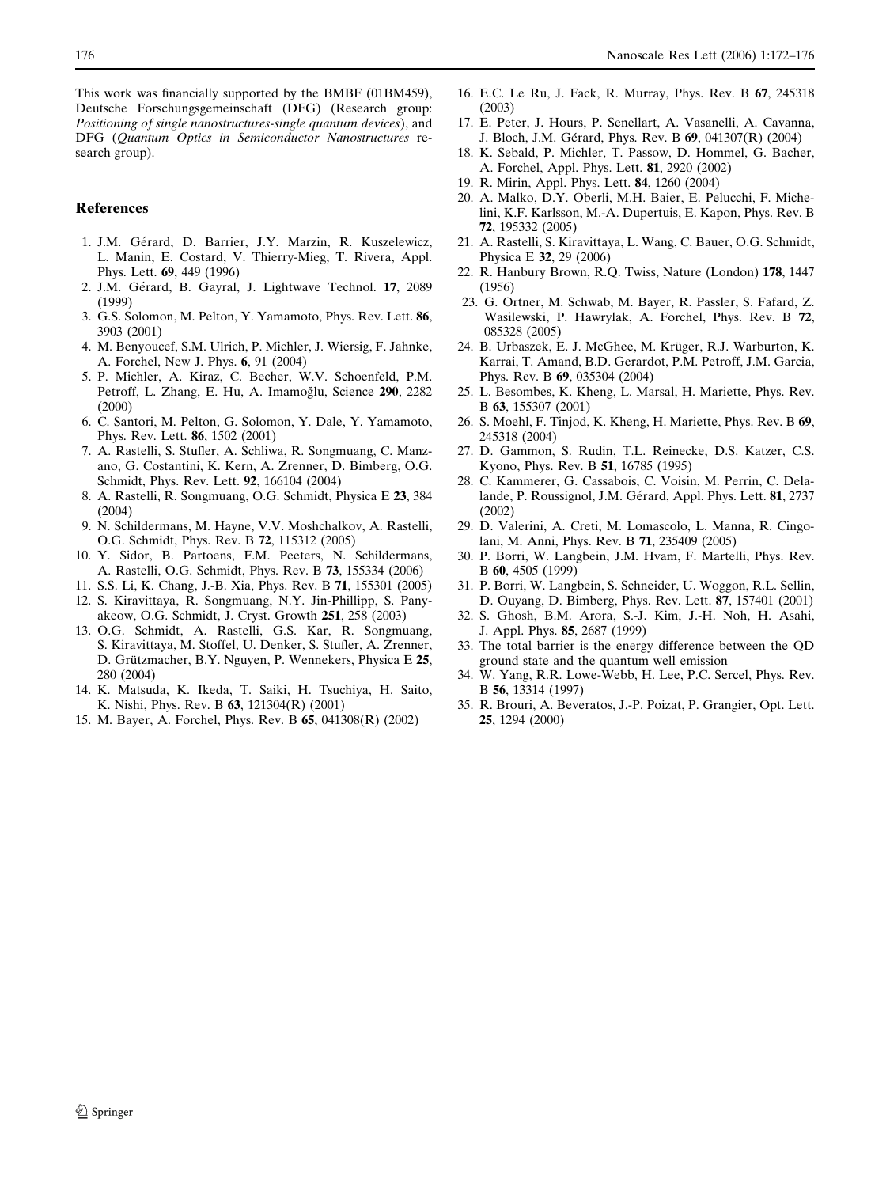This work was financially supported by the BMBF (01BM459), Deutsche Forschungsgemeinschaft (DFG) (Research group: *Positioning of single nanostructures-single quantum devices*), and DFG (*Quantum Optics in Semiconductor Nanostructures* research group).

## References

1. J.M. Gérard, D. Barrier, J.Y. Marzin, R. Kuszelewicz, L. Manin, E. Costard, V. Thierry-Mieg, T. Rivera, Appl. Phys. Lett. **69**, 449 (1996)
2. J.M. Gérard, B. Gayral, J. Lightwave Technol. **17**, 2089 (1999)
3. G.S. Solomon, M. Pelton, Y. Yamamoto, Phys. Rev. Lett. **86**, 3903 (2001)
4. M. Benyoucef, S.M. Ulrich, P. Michler, J. Wiersig, F. Jahnke, A. Forchel, New J. Phys. **6**, 91 (2004)
5. P. Michler, A. Kiraz, C. Becher, W.V. Schoenfeld, P.M. Petroff, L. Zhang, E. Hu, A. Imamoğlu, Science **290**, 2282 (2000)
6. C. Santori, M. Pelton, G. Solomon, Y. Dale, Y. Yamamoto, Phys. Rev. Lett. **86**, 1502 (2001)
7. A. Rastelli, S. Stufler, A. Schliwa, R. Songmuang, C. Manzano, G. Costantini, K. Kern, A. Zrenner, D. Bimberg, O.G. Schmidt, Phys. Rev. Lett. **92**, 166104 (2004)
8. A. Rastelli, R. Songmuang, O.G. Schmidt, Physica E **23**, 384 (2004)
9. N. Schildermans, M. Hayne, V.V. Moshchalkov, A. Rastelli, O.G. Schmidt, Phys. Rev. B **72**, 115312 (2005)
10. Y. Sidor, B. Partoens, F.M. Peeters, N. Schildermans, A. Rastelli, O.G. Schmidt, Phys. Rev. B **73**, 155334 (2006)
11. S.S. Li, K. Chang, J.-B. Xia, Phys. Rev. B **71**, 155301 (2005)
12. S. Kiravittaya, R. Songmuang, N.Y. Jin-Phillipp, S. Panyakeow, O.G. Schmidt, J. Cryst. Growth **251**, 258 (2003)
13. O.G. Schmidt, A. Rastelli, G.S. Kar, R. Songmuang, S. Kiravittaya, M. Stoffel, U. Denker, S. Stufler, A. Zrenner, D. Grützmacher, B.Y. Nguyen, P. Wennekers, Physica E **25**, 280 (2004)
14. K. Matsuda, K. Ikeda, T. Saiki, H. Tsuchiya, H. Saito, K. Nishi, Phys. Rev. B **63**, 121304(R) (2001)
15. M. Bayer, A. Forchel, Phys. Rev. B **65**, 041308(R) (2002)
16. E.C. Le Ru, J. Fack, R. Murray, Phys. Rev. B **67**, 245318 (2003)
17. E. Peter, J. Hours, P. Senellart, A. Vasanelli, A. Cavanna, J. Bloch, J.M. Gérard, Phys. Rev. B **69**, 041307(R) (2004)
18. K. Sebald, P. Michler, T. Passow, D. Hommel, G. Bacher, A. Forchel, Appl. Phys. Lett. **81**, 2920 (2002)
19. R. Mirin, Appl. Phys. Lett. **84**, 1260 (2004)
20. A. Malko, D.Y. Oberli, M.H. Baier, E. Pelucchi, F. Michelini, K.F. Karlsson, M.-A. Dupertuis, E. Kapon, Phys. Rev. B **72**, 195332 (2005)
21. A. Rastelli, S. Kiravittaya, L. Wang, C. Bauer, O.G. Schmidt, Physica E **32**, 29 (2006)
22. R. Hanbury Brown, R.Q. Twiss, Nature (London) **178**, 1447 (1956)
23. G. Ortner, M. Schwab, M. Bayer, R. Passler, S. Fafard, Z. Wasilewski, P. Hawrylak, A. Forchel, Phys. Rev. B **72**, 085328 (2005)
24. B. Urbaszek, E. J. McGhee, M. Krüger, R.J. Warburton, K. Karrai, T. Amand, B.D. Gerardot, P.M. Petroff, J.M. Garcia, Phys. Rev. B **69**, 035304 (2004)
25. L. Besombes, K. Kheng, L. Marsal, H. Mariette, Phys. Rev. B **63**, 155307 (2001)
26. S. Moehl, F. Tinjod, K. Kheng, H. Mariette, Phys. Rev. B **69**, 245318 (2004)
27. D. Gammon, S. Rudin, T.L. Reinecke, D.S. Katzer, C.S. Kyono, Phys. Rev. B **51**, 16785 (1995)
28. C. Kammerer, G. Cassabois, C. Voisin, M. Perrin, C. Delalande, P. Roussignol, J.M. Gérard, Appl. Phys. Lett. **81**, 2737 (2002)
29. D. Valerini, A. Creti, M. Lomascolo, L. Manna, R. Cingolani, M. Anni, Phys. Rev. B **71**, 235409 (2005)
30. P. Borri, W. Langbein, J.M. Hvam, F. Martelli, Phys. Rev. B **60**, 4505 (1999)
31. P. Borri, W. Langbein, S. Schneider, U. Woggon, R.L. Sellin, D. Ouyang, D. Bimberg, Phys. Rev. Lett. **87**, 157401 (2001)
32. S. Ghosh, B.M. Arora, S.-J. Kim, J.-H. Noh, H. Asahi, J. Appl. Phys. **85**, 2687 (1999)
33. The total barrier is the energy difference between the QD ground state and the quantum well emission
34. W. Yang, R.R. Lowe-Webb, H. Lee, P.C. Sercel, Phys. Rev. B **56**, 13314 (1997)
35. R. Brouri, A. Beveratos, J.-P. Poizat, P. Grangier, Opt. Lett. **25**, 1294 (2000)